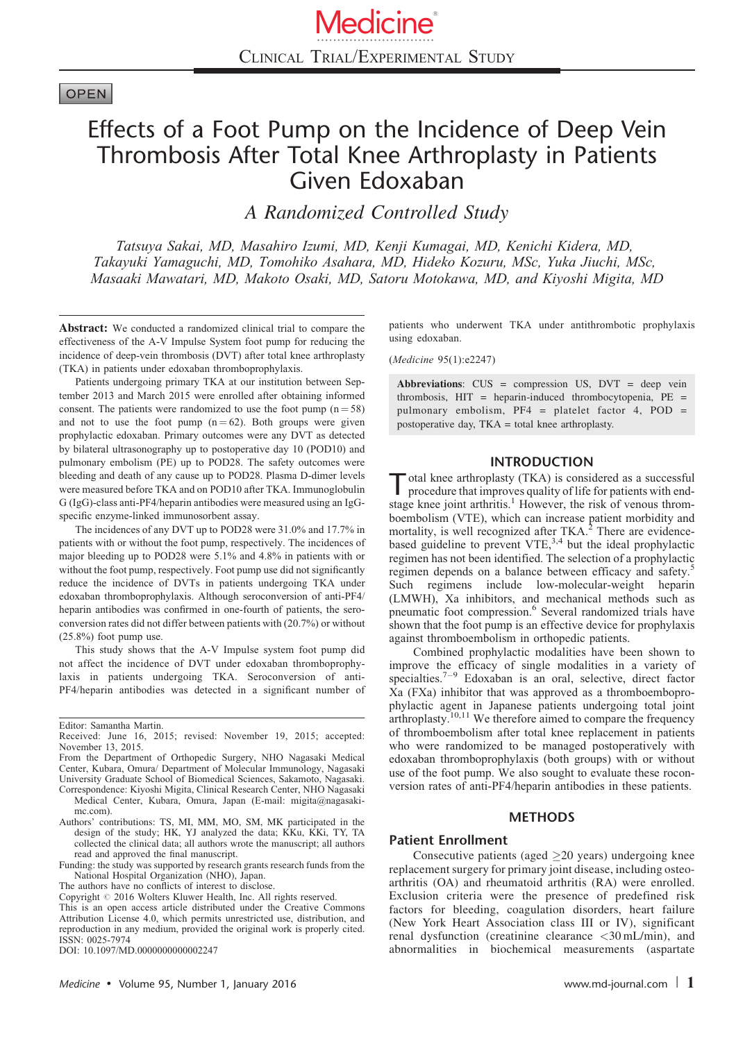Clinical Trial/Experimental Study

OPEN

# Effects of a Foot Pump on the Incidence of Deep Vein Thrombosis After Total Knee Arthroplasty in Patients Given Edoxaban

## *A Randomized Controlled Study*

*Tatsuya Sakai, MD, Masahiro Izumi, MD, Kenji Kumagai, MD, Kenichi Kidera, MD, Takayuki Yamaguchi, MD, Tomohiko Asahara, MD, Hideko Kozuru, MSc, Yuka Jiuchi, MSc, Masaaki Mawatari, MD, Makoto Osaki, MD, Satoru Motokawa, MD, and Kiyoshi Migita, MD*

**Abstract:** We conducted a randomized clinical trial to compare the effectiveness of the A-V Impulse System foot pump for reducing the incidence of deep-vein thrombosis (DVT) after total knee arthroplasty (TKA) in patients under edoxaban thromboprophylaxis.

Patients undergoing primary TKA at our institution between September 2013 and March 2015 were enrolled after obtaining informed consent. The patients were randomized to use the foot pump (n = 58) and not to use the foot pump (n = 62). Both groups were given prophylactic edoxaban. Primary outcomes were any DVT as detected by bilateral ultrasonography up to postoperative day 10 (POD10) and pulmonary embolism (PE) up to POD28. The safety outcomes were bleeding and death of any cause up to POD28. Plasma D-dimer levels were measured before TKA and on POD10 after TKA. Immunoglobulin G (IgG)-class anti-PF4/heparin antibodies were measured using an IgG-specific enzyme-linked immunosorbent assay.

The incidences of any DVT up to POD28 were 31.0% and 17.7% in patients with or without the foot pump, respectively. The incidences of major bleeding up to POD28 were 5.1% and 4.8% in patients with or without the foot pump, respectively. Foot pump use did not significantly reduce the incidence of DVTs in patients undergoing TKA under edoxaban thromboprophylaxis. Although seroconversion of anti-PF4/heparin antibodies was confirmed in one-fourth of patients, the seroconversion rates did not differ between patients with (20.7%) or without (25.8%) foot pump use.

This study shows that the A-V Impulse system foot pump did not affect the incidence of DVT under edoxaban thromboprophylaxis in patients undergoing TKA. Seroconversion of anti-PF4/heparin antibodies was detected in a significant number of patients who underwent TKA under antithrombotic prophylaxis using edoxaban.

(*Medicine* 95(1):e2247)

**Abbreviations**: CUS = compression US, DVT = deep vein thrombosis, HIT = heparin-induced thrombocytopenia, PE = pulmonary embolism, PF4 = platelet factor 4, POD = postoperative day, TKA = total knee arthroplasty.

Editor: Samantha Martin.

Received: June 16, 2015; revised: November 19, 2015; accepted: November 13, 2015.

From the Department of Orthopedic Surgery, NHO Nagasaki Medical Center, Kubara, Omura/ Department of Molecular Immunology, Nagasaki University Graduate School of Biomedical Sciences, Sakamoto, Nagasaki.

Correspondence: Kiyoshi Migita, Clinical Research Center, NHO Nagasaki Medical Center, Kubara, Omura, Japan (E-mail: migita@nagasaki-mc.com).

Authors' contributions: TS, MI, MM, MO, SM, MK participated in the design of the study; HK, YJ analyzed the data; KKu, KKi, TY, TA collected the clinical data; all authors wrote the manuscript; all authors read and approved the final manuscript.

Funding: the study was supported by research grants research funds from the National Hospital Organization (NHO), Japan.

The authors have no conflicts of interest to disclose.

Copyright © 2016 Wolters Kluwer Health, Inc. All rights reserved.

This is an open access article distributed under the Creative Commons Attribution License 4.0, which permits unrestricted use, distribution, and reproduction in any medium, provided the original work is properly cited.

ISSN: 0025-7974

DOI: 10.1097/MD.0000000000002247

## INTRODUCTION

Total knee arthroplasty (TKA) is considered as a successful procedure that improves quality of life for patients with end-stage knee joint arthritis.[1] However, the risk of venous thromboembolism (VTE), which can increase patient morbidity and mortality, is well recognized after TKA.[2] There are evidence-based guideline to prevent VTE,[3,4] but the ideal prophylactic regimen has not been identified. The selection of a prophylactic regimen depends on a balance between efficacy and safety.[5] Such regimens include low-molecular-weight heparin (LMWH), Xa inhibitors, and mechanical methods such as pneumatic foot compression.[6] Several randomized trials have shown that the foot pump is an effective device for prophylaxis against thromboembolism in orthopedic patients.

Combined prophylactic modalities have been shown to improve the efficacy of single modalities in a variety of specialties.[7–9] Edoxaban is an oral, selective, direct factor Xa (FXa) inhibitor that was approved as a thromboembolic prophylactic agent in Japanese patients undergoing total joint arthroplasty.[10,11] We therefore aimed to compare the frequency of thromboembolism after total knee replacement in patients who were randomized to be managed postoperatively with edoxaban thromboprophylaxis (both groups) with or without use of the foot pump. We also sought to evaluate these roconversion rates of anti-PF4/heparin antibodies in these patients.

## METHODS

### Patient Enrollment

Consecutive patients (aged ≥20 years) undergoing knee replacement surgery for primary joint disease, including osteoarthritis (OA) and rheumatoid arthritis (RA) were enrolled. Exclusion criteria were the presence of predefined risk factors for bleeding, coagulation disorders, heart failure (New York Heart Association class III or IV), significant renal dysfunction (creatinine clearance <30 mL/min), and abnormalities in biochemical measurements (aspartate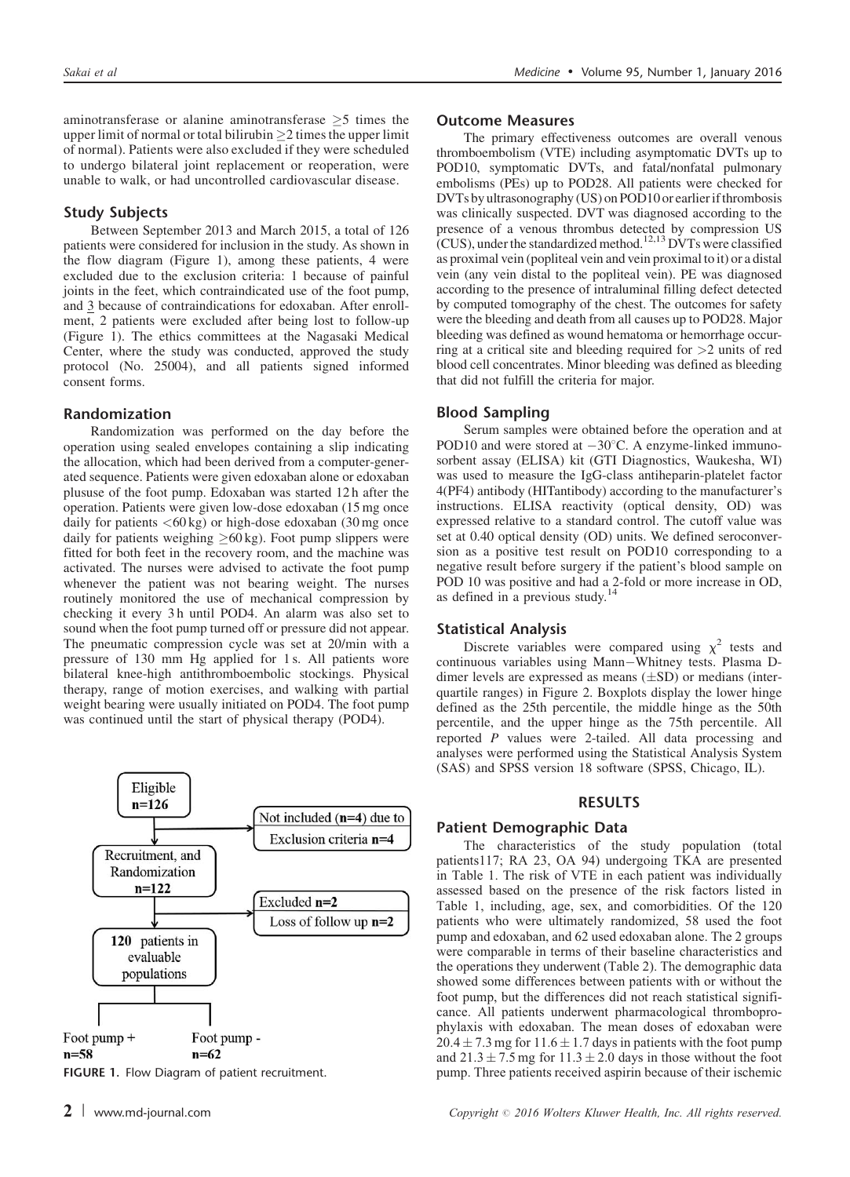aminotransferase or alanine aminotransferase $\geq$5 times the upper limit of normal or total bilirubin $\geq$2 times the upper limit of normal). Patients were also excluded if they were scheduled to undergo bilateral joint replacement or reoperation, were unable to walk, or had uncontrolled cardiovascular disease.

## Study Subjects

Between September 2013 and March 2015, a total of 126 patients were considered for inclusion in the study. As shown in the flow diagram (Figure 1), among these patients, 4 were excluded due to the exclusion criteria: 1 because of painful joints in the feet, which contraindicated use of the foot pump, and 3 because of contraindications for edoxaban. After enrollment, 2 patients were excluded after being lost to follow-up (Figure 1). The ethics committees at the Nagasaki Medical Center, where the study was conducted, approved the study protocol (No. 25004), and all patients signed informed consent forms.

## Randomization

Randomization was performed on the day before the operation using sealed envelopes containing a slip indicating the allocation, which had been derived from a computer-generated sequence. Patients were given edoxaban alone or edoxaban plususe of the foot pump. Edoxaban was started 12 h after the operation. Patients were given low-dose edoxaban (15 mg once daily for patients <60 kg) or high-dose edoxaban (30 mg once daily for patients weighing $\geq$60 kg). Foot pump slippers were fitted for both feet in the recovery room, and the machine was activated. The nurses were advised to activate the foot pump whenever the patient was not bearing weight. The nurses routinely monitored the use of mechanical compression by checking it every 3 h until POD4. An alarm was also set to sound when the foot pump turned off or pressure did not appear. The pneumatic compression cycle was set at 20/min with a pressure of 130 mm Hg applied for 1 s. All patients wore bilateral knee-high antithromboembolic stockings. Physical therapy, range of motion exercises, and walking with partial weight bearing were usually initiated on POD4. The foot pump was continued until the start of physical therapy (POD4).

Eligible n=126 → Not included (n=4) due to Exclusion criteria n=4

Recruitment, and Randomization n=122 → Excluded n=2, Loss of follow up n=2

120 patients in evaluable populations

Foot pump + n=58 | Foot pump - n=62

FIGURE 1. Flow Diagram of patient recruitment.

## Outcome Measures

The primary effectiveness outcomes are overall venous thromboembolism (VTE) including asymptomatic DVTs up to POD10, symptomatic DVTs, and fatal/nonfatal pulmonary embolisms (PEs) up to POD28. All patients were checked for DVTs by ultrasonography (US) on POD10 or earlier if thrombosis was clinically suspected. DVT was diagnosed according to the presence of a venous thrombus detected by compression US (CUS), under the standardized method.[12,13] DVTs were classified as proximal vein (popliteal vein and vein proximal to it) or a distal vein (any vein distal to the popliteal vein). PE was diagnosed according to the presence of intraluminal filling defect detected by computed tomography of the chest. The outcomes for safety were the bleeding and death from all causes up to POD28. Major bleeding was defined as wound hematoma or hemorrhage occurring at a critical site and bleeding required for >2 units of red blood cell concentrates. Minor bleeding was defined as bleeding that did not fulfill the criteria for major.

## Blood Sampling

Serum samples were obtained before the operation and at POD10 and were stored at $-30^{\circ}$C. A enzyme-linked immunosorbent assay (ELISA) kit (GTI Diagnostics, Waukesha, WI) was used to measure the IgG-class antiheparin-platelet factor 4(PF4) antibody (HITantibody) according to the manufacturer's instructions. ELISA reactivity (optical density, OD) was expressed relative to a standard control. The cutoff value was set at 0.40 optical density (OD) units. We defined seroconversion as a positive test result on POD10 corresponding to a negative result before surgery if the patient's blood sample on POD 10 was positive and had a 2-fold or more increase in OD, as defined in a previous study.[14]

## Statistical Analysis

Discrete variables were compared using $\chi^2$ tests and continuous variables using Mann–Whitney tests. Plasma D-dimer levels are expressed as means ($\pm$SD) or medians (interquartile ranges) in Figure 2. Boxplots display the lower hinge defined as the 25th percentile, the middle hinge as the 50th percentile, and the upper hinge as the 75th percentile. All reported *P* values were 2-tailed. All data processing and analyses were performed using the Statistical Analysis System (SAS) and SPSS version 18 software (SPSS, Chicago, IL).

# RESULTS

## Patient Demographic Data

The characteristics of the study population (total patients117; RA 23, OA 94) undergoing TKA are presented in Table 1. The risk of VTE in each patient was individually assessed based on the presence of the risk factors listed in Table 1, including, age, sex, and comorbidities. Of the 120 patients who were ultimately randomized, 58 used the foot pump and edoxaban, and 62 used edoxaban alone. The 2 groups were comparable in terms of their baseline characteristics and the operations they underwent (Table 2). The demographic data showed some differences between patients with or without the foot pump, but the differences did not reach statistical significance. All patients underwent pharmacological thromboprophylaxis with edoxaban. The mean doses of edoxaban were $20.4 \pm 7.3$ mg for $11.6 \pm 1.7$ days in patients with the foot pump and $21.3 \pm 7.5$ mg for $11.3 \pm 2.0$ days in those without the foot pump. Three patients received aspirin because of their ischemic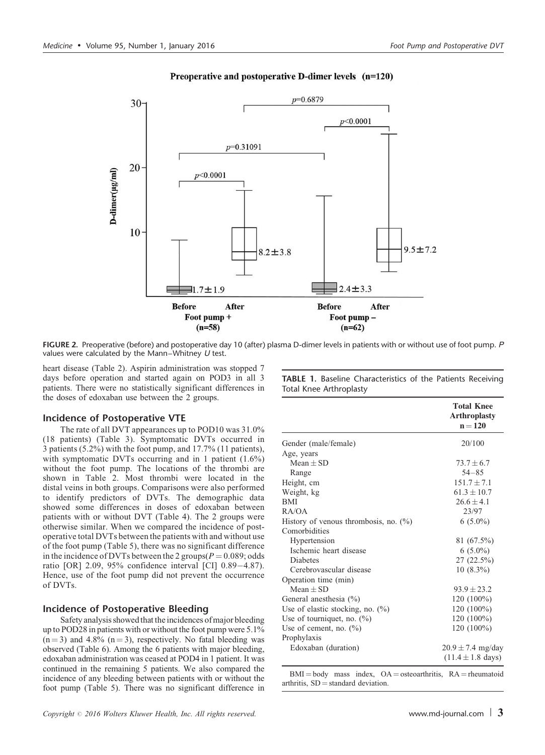FIGURE 2. Preoperative (before) and postoperative day 10 (after) plasma D-dimer levels in patients with or without use of foot pump. $P$ values were calculated by the Mann–Whitney $U$ test.

heart disease (Table 2). Aspirin administration was stopped 7 days before operation and started again on POD3 in all 3 patients. There were no statistically significant differences in the doses of edoxaban use between the 2 groups.

### Incidence of Postoperative VTE

The rate of all DVT appearances up to POD10 was 31.0% (18 patients) (Table 3). Symptomatic DVTs occurred in 3 patients (5.2%) with the foot pump, and 17.7% (11 patients), with symptomatic DVTs occurring and in 1 patient (1.6%) without the foot pump. The locations of the thrombi are shown in Table 2. Most thrombi were located in the distal veins in both groups. Comparisons were also performed to identify predictors of DVTs. The demographic data showed some differences in doses of edoxaban between patients with or without DVT (Table 4). The 2 groups were otherwise similar. When we compared the incidence of postoperative total DVTs between the patients with and without use of the foot pump (Table 5), there was no significant difference in the incidence of DVTs between the 2 groups($P = 0.089$; odds ratio [OR] 2.09, 95% confidence interval [CI] 0.89–4.87). Hence, use of the foot pump did not prevent the occurrence of DVTs.

### Incidence of Postoperative Bleeding

Safety analysis showed that the incidences of major bleeding up to POD28 in patients with or without the foot pump were 5.1% ($n = 3$) and 4.8% ($n = 3$), respectively. No fatal bleeding was observed (Table 6). Among the 6 patients with major bleeding, edoxaban administration was ceased at POD4 in 1 patient. It was continued in the remaining 5 patients. We also compared the incidence of any bleeding between patients with or without the foot pump (Table 5). There was no significant difference in

**TABLE 1.** Baseline Characteristics of the Patients Receiving Total Knee Arthroplasty

| | Total Knee Arthroplasty n = 120 |
|---|---|
| Gender (male/female) | 20/100 |
| Age, years | |
| Mean ± SD | 73.7 ± 6.7 |
| Range | 54–85 |
| Height, cm | 151.7 ± 7.1 |
| Weight, kg | 61.3 ± 10.7 |
| BMI | 26.6 ± 4.1 |
| RA/OA | 23/97 |
| History of venous thrombosis, no. (%) | 6 (5.0%) |
| Comorbidities | |
| Hypertension | 81 (67.5%) |
| Ischemic heart disease | 6 (5.0%) |
| Diabetes | 27 (22.5%) |
| Cerebrovascular disease | 10 (8.3%) |
| Operation time (min) | |
| Mean ± SD | 93.9 ± 23.2 |
| General anesthesia (%) | 120 (100%) |
| Use of elastic stocking, no. (%) | 120 (100%) |
| Use of tourniquet, no. (%) | 120 (100%) |
| Use of cement, no. (%) | 120 (100%) |
| Prophylaxis | |
| Edoxaban (duration) | 20.9 ± 7.4 mg/day (11.4 ± 1.8 days) |

BMI = body mass index, OA = osteoarthritis, RA = rheumatoid arthritis, SD = standard deviation.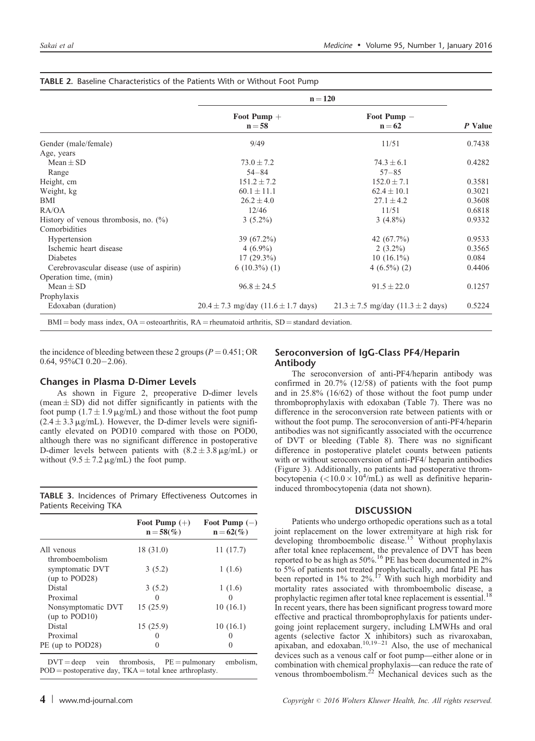**TABLE 2.** Baseline Characteristics of the Patients With or Without Foot Pump

| | n = 120 | | |
|---|---|---|---|
| | Foot Pump + n = 58 | Foot Pump − n = 62 | P Value |
| Gender (male/female) | 9/49 | 11/51 | 0.7438 |
| Age, years | | | |
| Mean ± SD | 73.0 ± 7.2 | 74.3 ± 6.1 | 0.4282 |
| Range | 54–84 | 57–85 | |
| Height, cm | 151.2 ± 7.2 | 152.0 ± 7.1 | 0.3581 |
| Weight, kg | 60.1 ± 11.1 | 62.4 ± 10.1 | 0.3021 |
| BMI | 26.2 ± 4.0 | 27.1 ± 4.2 | 0.3608 |
| RA/OA | 12/46 | 11/51 | 0.6818 |
| History of venous thrombosis, no. (%) | 3 (5.2%) | 3 (4.8%) | 0.9332 |
| Comorbidities | | | |
| Hypertension | 39 (67.2%) | 42 (67.7%) | 0.9533 |
| Ischemic heart disease | 4 (6.9%) | 2 (3.2%) | 0.3565 |
| Diabetes | 17 (29.3%) | 10 (16.1%) | 0.084 |
| Cerebrovascular disease (use of aspirin) | 6 (10.3%) (1) | 4 (6.5%) (2) | 0.4406 |
| Operation time, (min) | | | |
| Mean ± SD | 96.8 ± 24.5 | 91.5 ± 22.0 | 0.1257 |
| Prophylaxis | | | |
| Edoxaban (duration) | 20.4 ± 7.3 mg/day (11.6 ± 1.7 days) | 21.3 ± 7.5 mg/day (11.3 ± 2 days) | 0.5224 |

BMI = body mass index, OA = osteoarthritis, RA = rheumatoid arthritis, SD = standard deviation.

the incidence of bleeding between these 2 groups ($P = 0.451$; OR 0.64, 95%CI 0.20–2.06).

### Changes in Plasma D-Dimer Levels

As shown in Figure 2, preoperative D-dimer levels (mean ± SD) did not differ significantly in patients with the foot pump (1.7 ± 1.9 μg/mL) and those without the foot pump (2.4 ± 3.3 μg/mL). However, the D-dimer levels were significantly elevated on POD10 compared with those on POD0, although there was no significant difference in postoperative D-dimer levels between patients with (8.2 ± 3.8 μg/mL) or without (9.5 ± 7.2 μg/mL) the foot pump.

**TABLE 3.** Incidences of Primary Effectiveness Outcomes in Patients Receiving TKA

| | Foot Pump (+) n = 58(%) | Foot Pump (−) n = 62(%) |
|---|---|---|
| All venous thromboembolism | 18 (31.0) | 11 (17.7) |
| symptomatic DVT (up to POD28) | 3 (5.2) | 1 (1.6) |
| Distal | 3 (5.2) | 1 (1.6) |
| Proximal | 0 | 0 |
| Nonsymptomatic DVT (up to POD10) | 15 (25.9) | 10 (16.1) |
| Distal | 15 (25.9) | 10 (16.1) |
| Proximal | 0 | 0 |
| PE (up to POD28) | 0 | 0 |

DVT = deep vein thrombosis, PE = pulmonary embolism, POD = postoperative day, TKA = total knee arthroplasty.

### Seroconversion of IgG-Class PF4/Heparin Antibody

The seroconversion of anti-PF4/heparin antibody was confirmed in 20.7% (12/58) of patients with the foot pump and in 25.8% (16/62) of those without the foot pump under thromboprophylaxis with edoxaban (Table 7). There was no difference in the seroconversion rate between patients with or without the foot pump. The seroconversion of anti-PF4/heparin antibodies was not significantly associated with the occurrence of DVT or bleeding (Table 8). There was no significant difference in postoperative platelet counts between patients with or without seroconversion of anti-PF4/ heparin antibodies (Figure 3). Additionally, no patients had postoperative thrombocytopenia ($<10.0 \times 10^4$/mL) as well as definitive heparin-induced thrombocytopenia (data not shown).

## DISCUSSION

Patients who undergo orthopedic operations such as a total joint replacement on the lower extremityare at high risk for developing thromboembolic disease.[15] Without prophylaxis after total knee replacement, the prevalence of DVT has been reported to be as high as 50%.[16] PE has been documented in 2% to 5% of patients not treated prophylactically, and fatal PE has been reported in 1% to 2%.[17] With such high morbidity and mortality rates associated with thromboembolic disease, a prophylactic regimen after total knee replacement is essential.[18] In recent years, there has been significant progress toward more effective and practical thromboprophylaxis for patients undergoing joint replacement surgery, including LMWHs and oral agents (selective factor X inhibitors) such as rivaroxaban, apixaban, and edoxaban.[10,19–21] Also, the use of mechanical devices such as a venous calf or foot pump—either alone or in combination with chemical prophylaxis—can reduce the rate of venous thromboembolism.[22] Mechanical devices such as the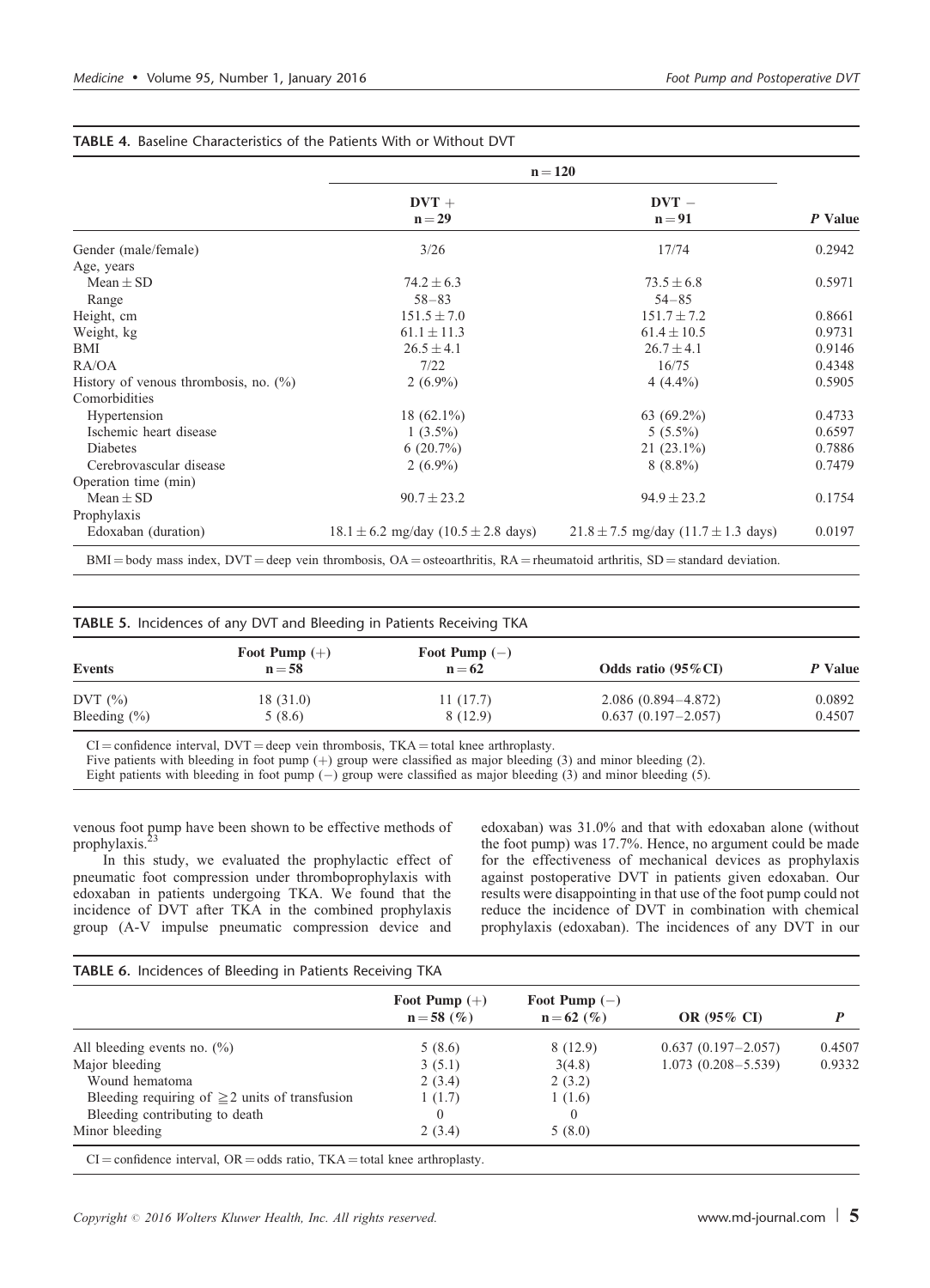**TABLE 4.** Baseline Characteristics of the Patients With or Without DVT

| | n = 120 | | |
|---|---|---|---|
| | DVT + n = 29 | DVT − n = 91 | *P* Value |
| Gender (male/female) | 3/26 | 17/74 | 0.2942 |
| Age, years | | | |
| Mean ± SD | 74.2 ± 6.3 | 73.5 ± 6.8 | 0.5971 |
| Range | 58–83 | 54–85 | |
| Height, cm | 151.5 ± 7.0 | 151.7 ± 7.2 | 0.8661 |
| Weight, kg | 61.1 ± 11.3 | 61.4 ± 10.5 | 0.9731 |
| BMI | 26.5 ± 4.1 | 26.7 ± 4.1 | 0.9146 |
| RA/OA | 7/22 | 16/75 | 0.4348 |
| History of venous thrombosis, no. (%) | 2 (6.9%) | 4 (4.4%) | 0.5905 |
| Comorbidities | | | |
| Hypertension | 18 (62.1%) | 63 (69.2%) | 0.4733 |
| Ischemic heart disease | 1 (3.5%) | 5 (5.5%) | 0.6597 |
| Diabetes | 6 (20.7%) | 21 (23.1%) | 0.7886 |
| Cerebrovascular disease | 2 (6.9%) | 8 (8.8%) | 0.7479 |
| Operation time (min) | | | |
| Mean ± SD | 90.7 ± 23.2 | 94.9 ± 23.2 | 0.1754 |
| Prophylaxis | | | |
| Edoxaban (duration) | 18.1 ± 6.2 mg/day (10.5 ± 2.8 days) | 21.8 ± 7.5 mg/day (11.7 ± 1.3 days) | 0.0197 |

BMI = body mass index, DVT = deep vein thrombosis, OA = osteoarthritis, RA = rheumatoid arthritis, SD = standard deviation.

**TABLE 5.** Incidences of any DVT and Bleeding in Patients Receiving TKA

| Events | Foot Pump (+) n = 58 | Foot Pump (−) n = 62 | Odds ratio (95%CI) | *P* Value |
|---|---|---|---|---|
| DVT (%) | 18 (31.0) | 11 (17.7) | 2.086 (0.894–4.872) | 0.0892 |
| Bleeding (%) | 5 (8.6) | 8 (12.9) | 0.637 (0.197–2.057) | 0.4507 |

CI = confidence interval, DVT = deep vein thrombosis, TKA = total knee arthroplasty.
Five patients with bleeding in foot pump (+) group were classified as major bleeding (3) and minor bleeding (2).
Eight patients with bleeding in foot pump (−) group were classified as major bleeding (3) and minor bleeding (5).

venous foot pump have been shown to be effective methods of prophylaxis.[23]

In this study, we evaluated the prophylactic effect of pneumatic foot compression under thromboprophylaxis with edoxaban in patients undergoing TKA. We found that the incidence of DVT after TKA in the combined prophylaxis group (A-V impulse pneumatic compression device and edoxaban) was 31.0% and that with edoxaban alone (without the foot pump) was 17.7%. Hence, no argument could be made for the effectiveness of mechanical devices as prophylaxis against postoperative DVT in patients given edoxaban. Our results were disappointing in that use of the foot pump could not reduce the incidence of DVT in combination with chemical prophylaxis (edoxaban). The incidences of any DVT in our

**TABLE 6.** Incidences of Bleeding in Patients Receiving TKA

| | Foot Pump (+) n = 58 (%) | Foot Pump (−) n = 62 (%) | OR (95% CI) | *P* |
|---|---|---|---|---|
| All bleeding events no. (%) | 5 (8.6) | 8 (12.9) | 0.637 (0.197–2.057) | 0.4507 |
| Major bleeding | 3 (5.1) | 3(4.8) | 1.073 (0.208–5.539) | 0.9332 |
| Wound hematoma | 2 (3.4) | 2 (3.2) | | |
| Bleeding requiring of ≧2 units of transfusion | 1 (1.7) | 1 (1.6) | | |
| Bleeding contributing to death | 0 | 0 | | |
| Minor bleeding | 2 (3.4) | 5 (8.0) | | |

CI = confidence interval, OR = odds ratio, TKA = total knee arthroplasty.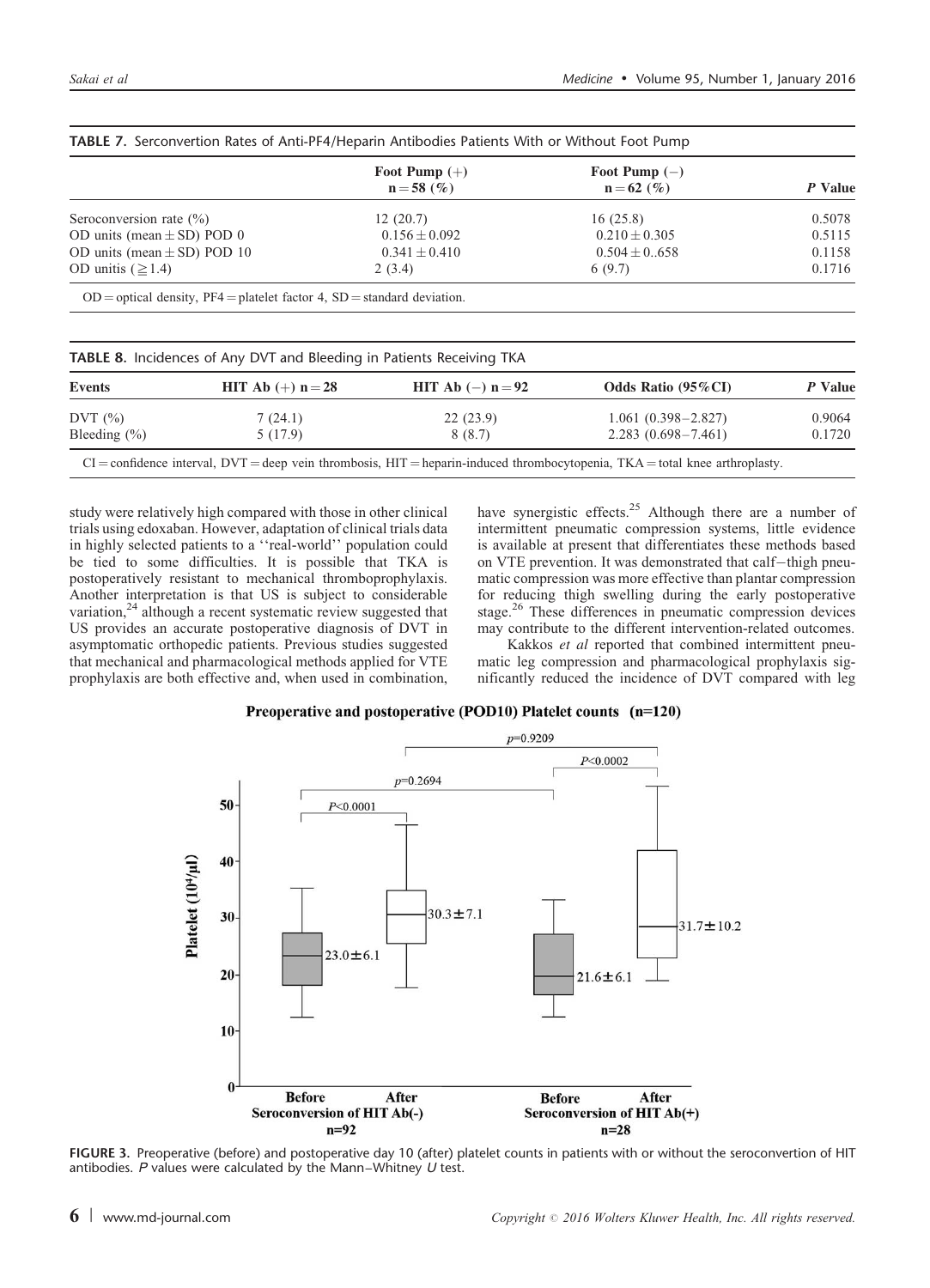**TABLE 7.** Serconvertion Rates of Anti-PF4/Heparin Antibodies Patients With or Without Foot Pump

| | Foot Pump (+) n = 58 (%) | Foot Pump (−) n = 62 (%) | *P* Value |
|---|---|---|---|
| Seroconversion rate (%) | 12 (20.7) | 16 (25.8) | 0.5078 |
| OD units (mean ± SD) POD 0 | 0.156 ± 0.092 | 0.210 ± 0.305 | 0.5115 |
| OD units (mean ± SD) POD 10 | 0.341 ± 0.410 | 0.504 ± 0..658 | 0.1158 |
| OD unitis (≥1.4) | 2 (3.4) | 6 (9.7) | 0.1716 |

OD = optical density, PF4 = platelet factor 4, SD = standard deviation.

**TABLE 8.** Incidences of Any DVT and Bleeding in Patients Receiving TKA

| Events | HIT Ab (+) n = 28 | HIT Ab (−) n = 92 | Odds Ratio (95%CI) | *P* Value |
|---|---|---|---|---|
| DVT (%) | 7 (24.1) | 22 (23.9) | 1.061 (0.398–2.827) | 0.9064 |
| Bleeding (%) | 5 (17.9) | 8 (8.7) | 2.283 (0.698–7.461) | 0.1720 |

CI = confidence interval, DVT = deep vein thrombosis, HIT = heparin-induced thrombocytopenia, TKA = total knee arthroplasty.

study were relatively high compared with those in other clinical trials using edoxaban. However, adaptation of clinical trials data in highly selected patients to a ''real-world'' population could be tied to some difficulties. It is possible that TKA is postoperatively resistant to mechanical thromboprophylaxis. Another interpretation is that US is subject to considerable variation,[24] although a recent systematic review suggested that US provides an accurate postoperative diagnosis of DVT in asymptomatic orthopedic patients. Previous studies suggested that mechanical and pharmacological methods applied for VTE prophylaxis are both effective and, when used in combination, have synergistic effects.[25] Although there are a number of intermittent pneumatic compression systems, little evidence is available at present that differentiates these methods based on VTE prevention. It was demonstrated that calf–thigh pneumatic compression was more effective than plantar compression for reducing thigh swelling during the early postoperative stage.[26] These differences in pneumatic compression devices may contribute to the different intervention-related outcomes.

Kakkos *et al* reported that combined intermittent pneumatic leg compression and pharmacological prophylaxis significantly reduced the incidence of DVT compared with leg

**Preoperative and postoperative (POD10) Platelet counts (n=120)**

| | Before, Seroconversion of HIT Ab(−) (n=92) | After, Seroconversion of HIT Ab(−) (n=92) | Before, Seroconversion of HIT Ab(+) (n=28) | After, Seroconversion of HIT Ab(+) (n=28) |
|---|---|---|---|---|
| Platelet ($10^4$/μl), mean ± SD | 23.0 ± 6.1 | 30.3 ± 7.1 | 21.6 ± 6.1 | 31.7 ± 10.2 |

Comparisons: Before vs After, HIT Ab(−): $P$<0.0001; Before vs After, HIT Ab(+): $P$<0.0002; Before HIT Ab(−) vs Before HIT Ab(+): $p$=0.2694; After HIT Ab(−) vs After HIT Ab(+): $p$=0.9209.

**FIGURE 3.** Preoperative (before) and postoperative day 10 (after) platelet counts in patients with or without the seroconvertion of HIT antibodies. *P* values were calculated by the Mann–Whitney *U* test.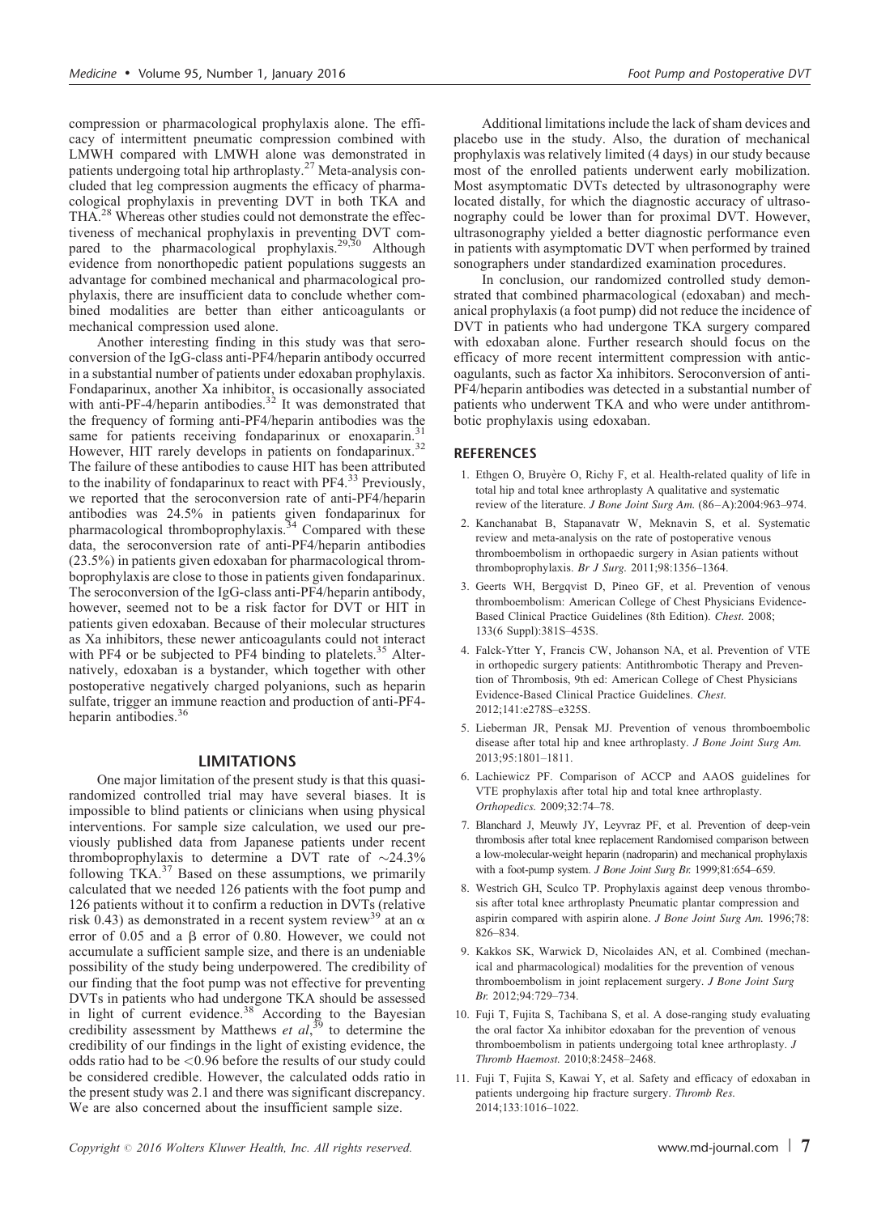compression or pharmacological prophylaxis alone. The efficacy of intermittent pneumatic compression combined with LMWH compared with LMWH alone was demonstrated in patients undergoing total hip arthroplasty.[27] Meta-analysis concluded that leg compression augments the efficacy of pharmacological prophylaxis in preventing DVT in both TKA and THA.[28] Whereas other studies could not demonstrate the effectiveness of mechanical prophylaxis in preventing DVT compared to the pharmacological prophylaxis.[29,30] Although evidence from nonorthopedic patient populations suggests an advantage for combined mechanical and pharmacological prophylaxis, there are insufficient data to conclude whether combined modalities are better than either anticoagulants or mechanical compression used alone.

Another interesting finding in this study was that seroconversion of the IgG-class anti-PF4/heparin antibody occurred in a substantial number of patients under edoxaban prophylaxis. Fondaparinux, another Xa inhibitor, is occasionally associated with anti-PF-4/heparin antibodies.[32] It was demonstrated that the frequency of forming anti-PF4/heparin antibodies was the same for patients receiving fondaparinux or enoxaparin.[31] However, HIT rarely develops in patients on fondaparinux.[32] The failure of these antibodies to cause HIT has been attributed to the inability of fondaparinux to react with PF4.[33] Previously, we reported that the seroconversion rate of anti-PF4/heparin antibodies was 24.5% in patients given fondaparinux for pharmacological thromboprophylaxis.[34] Compared with these data, the seroconversion rate of anti-PF4/heparin antibodies (23.5%) in patients given edoxaban for pharmacological thromboprophylaxis are close to those in patients given fondaparinux. The seroconversion of the IgG-class anti-PF4/heparin antibody, however, seemed not to be a risk factor for DVT or HIT in patients given edoxaban. Because of their molecular structures as Xa inhibitors, these newer anticoagulants could not interact with PF4 or be subjected to PF4 binding to platelets.[35] Alternatively, edoxaban is a bystander, which together with other postoperative negatively charged polyanions, such as heparin sulfate, trigger an immune reaction and production of anti-PF4-heparin antibodies.[36]

## LIMITATIONS

One major limitation of the present study is that this quasi-randomized controlled trial may have several biases. It is impossible to blind patients or clinicians when using physical interventions. For sample size calculation, we used our previously published data from Japanese patients under recent thromboprophylaxis to determine a DVT rate of ~24.3% following TKA.[37] Based on these assumptions, we primarily calculated that we needed 126 patients with the foot pump and 126 patients without it to confirm a reduction in DVTs (relative risk 0.43) as demonstrated in a recent system review[39] at an $\alpha$ error of 0.05 and a $\beta$ error of 0.80. However, we could not accumulate a sufficient sample size, and there is an undeniable possibility of the study being underpowered. The credibility of our finding that the foot pump was not effective for preventing DVTs in patients who had undergone TKA should be assessed in light of current evidence.[38] According to the Bayesian credibility assessment by Matthews *et al*,[39] to determine the credibility of our findings in the light of existing evidence, the odds ratio had to be <0.96 before the results of our study could be considered credible. However, the calculated odds ratio in the present study was 2.1 and there was significant discrepancy. We are also concerned about the insufficient sample size.

Additional limitations include the lack of sham devices and placebo use in the study. Also, the duration of mechanical prophylaxis was relatively limited (4 days) in our study because most of the enrolled patients underwent early mobilization. Most asymptomatic DVTs detected by ultrasonography were located distally, for which the diagnostic accuracy of ultrasonography could be lower than for proximal DVT. However, ultrasonography yielded a better diagnostic performance even in patients with asymptomatic DVT when performed by trained sonographers under standardized examination procedures.

In conclusion, our randomized controlled study demonstrated that combined pharmacological (edoxaban) and mechanical prophylaxis (a foot pump) did not reduce the incidence of DVT in patients who had undergone TKA surgery compared with edoxaban alone. Further research should focus on the efficacy of more recent intermittent compression with anticoagulants, such as factor Xa inhibitors. Seroconversion of anti-PF4/heparin antibodies was detected in a substantial number of patients who underwent TKA and who were under antithrombotic prophylaxis using edoxaban.

## REFERENCES

1. Ethgen O, Bruyère O, Richy F, et al. Health-related quality of life in total hip and total knee arthroplasty A qualitative and systematic review of the literature. *J Bone Joint Surg Am.* (86–A):2004:963–974.
2. Kanchanabat B, Stapanavatr W, Meknavin S, et al. Systematic review and meta-analysis on the rate of postoperative venous thromboembolism in orthopaedic surgery in Asian patients without thromboprophylaxis. *Br J Surg.* 2011;98:1356–1364.
3. Geerts WH, Bergqvist D, Pineo GF, et al. Prevention of venous thromboembolism: American College of Chest Physicians Evidence-Based Clinical Practice Guidelines (8th Edition). *Chest.* 2008; 133(6 Suppl):381S–453S.
4. Falck-Ytter Y, Francis CW, Johanson NA, et al. Prevention of VTE in orthopedic surgery patients: Antithrombotic Therapy and Prevention of Thrombosis, 9th ed: American College of Chest Physicians Evidence-Based Clinical Practice Guidelines. *Chest.* 2012;141:e278S–e325S.
5. Lieberman JR, Pensak MJ. Prevention of venous thromboembolic disease after total hip and knee arthroplasty. *J Bone Joint Surg Am.* 2013;95:1801–1811.
6. Lachiewicz PF. Comparison of ACCP and AAOS guidelines for VTE prophylaxis after total hip and total knee arthroplasty. *Orthopedics.* 2009;32:74–78.
7. Blanchard J, Meuwly JY, Leyvraz PF, et al. Prevention of deep-vein thrombosis after total knee replacement Randomised comparison between a low-molecular-weight heparin (nadroparin) and mechanical prophylaxis with a foot-pump system. *J Bone Joint Surg Br.* 1999;81:654–659.
8. Westrich GH, Sculco TP. Prophylaxis against deep venous thrombosis after total knee arthroplasty Pneumatic plantar compression and aspirin compared with aspirin alone. *J Bone Joint Surg Am.* 1996;78: 826–834.
9. Kakkos SK, Warwick D, Nicolaides AN, et al. Combined (mechanical and pharmacological) modalities for the prevention of venous thromboembolism in joint replacement surgery. *J Bone Joint Surg Br.* 2012;94:729–734.
10. Fuji T, Fujita S, Tachibana S, et al. A dose-ranging study evaluating the oral factor Xa inhibitor edoxaban for the prevention of venous thromboembolism in patients undergoing total knee arthroplasty. *J Thromb Haemost.* 2010;8:2458–2468.
11. Fuji T, Fujita S, Kawai Y, et al. Safety and efficacy of edoxaban in patients undergoing hip fracture surgery. *Thromb Res.* 2014;133:1016–1022.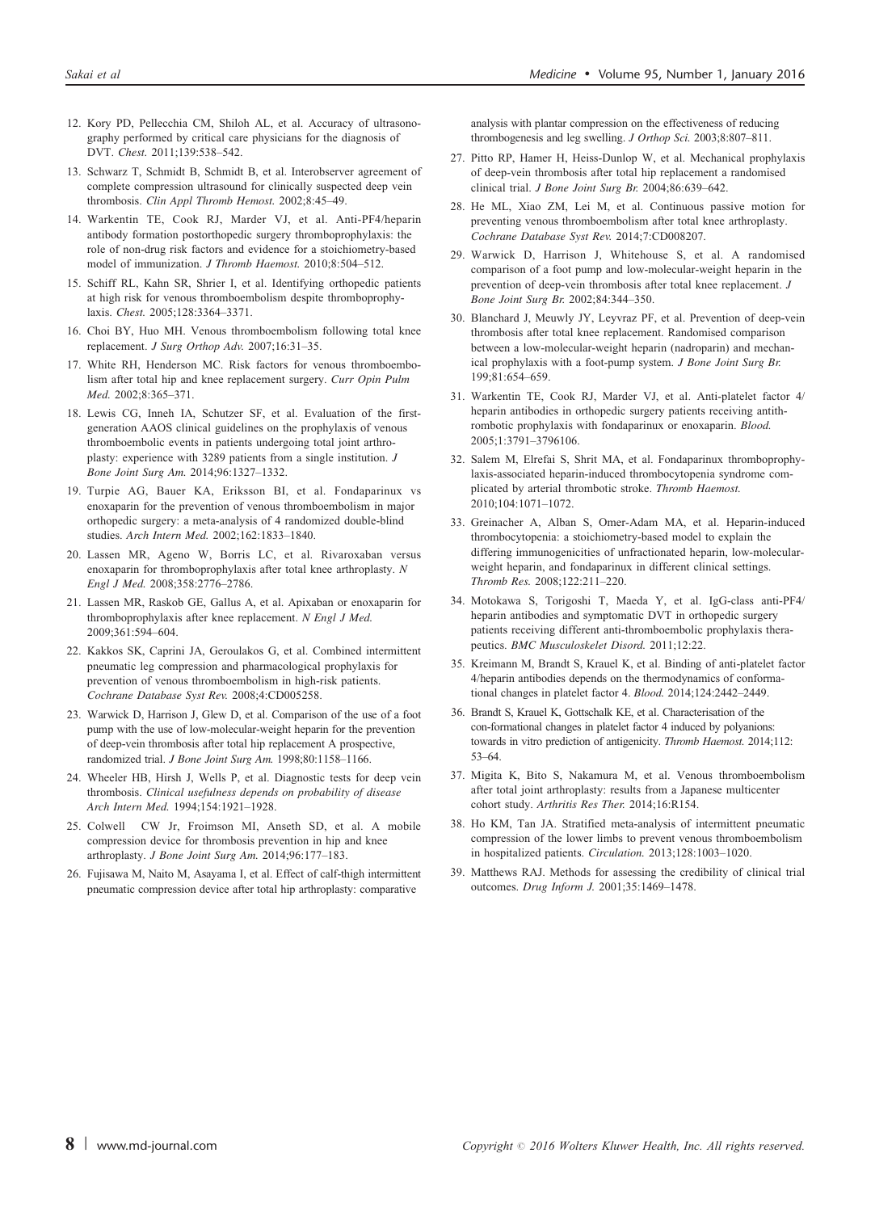12. Kory PD, Pellecchia CM, Shiloh AL, et al. Accuracy of ultrasonography performed by critical care physicians for the diagnosis of DVT. *Chest.* 2011;139:538–542.

13. Schwarz T, Schmidt B, Schmidt B, et al. Interobserver agreement of complete compression ultrasound for clinically suspected deep vein thrombosis. *Clin Appl Thromb Hemost.* 2002;8:45–49.

14. Warkentin TE, Cook RJ, Marder VJ, et al. Anti-PF4/heparin antibody formation postorthopedic surgery thromboprophylaxis: the role of non-drug risk factors and evidence for a stoichiometry-based model of immunization. *J Thromb Haemost.* 2010;8:504–512.

15. Schiff RL, Kahn SR, Shrier I, et al. Identifying orthopedic patients at high risk for venous thromboembolism despite thromboprophylaxis. *Chest.* 2005;128:3364–3371.

16. Choi BY, Huo MH. Venous thromboembolism following total knee replacement. *J Surg Orthop Adv.* 2007;16:31–35.

17. White RH, Henderson MC. Risk factors for venous thromboembolism after total hip and knee replacement surgery. *Curr Opin Pulm Med.* 2002;8:365–371.

18. Lewis CG, Inneh IA, Schutzer SF, et al. Evaluation of the first-generation AAOS clinical guidelines on the prophylaxis of venous thromboembolic events in patients undergoing total joint arthroplasty: experience with 3289 patients from a single institution. *J Bone Joint Surg Am.* 2014;96:1327–1332.

19. Turpie AG, Bauer KA, Eriksson BI, et al. Fondaparinux vs enoxaparin for the prevention of venous thromboembolism in major orthopedic surgery: a meta-analysis of 4 randomized double-blind studies. *Arch Intern Med.* 2002;162:1833–1840.

20. Lassen MR, Ageno W, Borris LC, et al. Rivaroxaban versus enoxaparin for thromboprophylaxis after total knee arthroplasty. *N Engl J Med.* 2008;358:2776–2786.

21. Lassen MR, Raskob GE, Gallus A, et al. Apixaban or enoxaparin for thromboprophylaxis after knee replacement. *N Engl J Med.* 2009;361:594–604.

22. Kakkos SK, Caprini JA, Geroulakos G, et al. Combined intermittent pneumatic leg compression and pharmacological prophylaxis for prevention of venous thromboembolism in high-risk patients. *Cochrane Database Syst Rev.* 2008;4:CD005258.

23. Warwick D, Harrison J, Glew D, et al. Comparison of the use of a foot pump with the use of low-molecular-weight heparin for the prevention of deep-vein thrombosis after total hip replacement A prospective, randomized trial. *J Bone Joint Surg Am.* 1998;80:1158–1166.

24. Wheeler HB, Hirsh J, Wells P, et al. Diagnostic tests for deep vein thrombosis. *Clinical usefulness depends on probability of disease Arch Intern Med.* 1994;154:1921–1928.

25. Colwell CW Jr, Froimson MI, Anseth SD, et al. A mobile compression device for thrombosis prevention in hip and knee arthroplasty. *J Bone Joint Surg Am.* 2014;96:177–183.

26. Fujisawa M, Naito M, Asayama I, et al. Effect of calf-thigh intermittent pneumatic compression device after total hip arthroplasty: comparative analysis with plantar compression on the effectiveness of reducing thrombogenesis and leg swelling. *J Orthop Sci.* 2003;8:807–811.

27. Pitto RP, Hamer H, Heiss-Dunlop W, et al. Mechanical prophylaxis of deep-vein thrombosis after total hip replacement a randomised clinical trial. *J Bone Joint Surg Br.* 2004;86:639–642.

28. He ML, Xiao ZM, Lei M, et al. Continuous passive motion for preventing venous thromboembolism after total knee arthroplasty. *Cochrane Database Syst Rev.* 2014;7:CD008207.

29. Warwick D, Harrison J, Whitehouse S, et al. A randomised comparison of a foot pump and low-molecular-weight heparin in the prevention of deep-vein thrombosis after total knee replacement. *J Bone Joint Surg Br.* 2002;84:344–350.

30. Blanchard J, Meuwly JY, Leyvraz PF, et al. Prevention of deep-vein thrombosis after total knee replacement. Randomised comparison between a low-molecular-weight heparin (nadroparin) and mechanical prophylaxis with a foot-pump system. *J Bone Joint Surg Br.* 199;81:654–659.

31. Warkentin TE, Cook RJ, Marder VJ, et al. Anti-platelet factor 4/heparin antibodies in orthopedic surgery patients receiving antithrombotic prophylaxis with fondaparinux or enoxaparin. *Blood.* 2005;1:3791–3796106.

32. Salem M, Elrefai S, Shrit MA, et al. Fondaparinux thromboprophylaxis-associated heparin-induced thrombocytopenia syndrome complicated by arterial thrombotic stroke. *Thromb Haemost.* 2010;104:1071–1072.

33. Greinacher A, Alban S, Omer-Adam MA, et al. Heparin-induced thrombocytopenia: a stoichiometry-based model to explain the differing immunogenicities of unfractionated heparin, low-molecular-weight heparin, and fondaparinux in different clinical settings. *Thromb Res.* 2008;122:211–220.

34. Motokawa S, Torigoshi T, Maeda Y, et al. IgG-class anti-PF4/heparin antibodies and symptomatic DVT in orthopedic surgery patients receiving different anti-thromboembolic prophylaxis therapeutics. *BMC Musculoskelet Disord.* 2011;12:22.

35. Kreimann M, Brandt S, Krauel K, et al. Binding of anti-platelet factor 4/heparin antibodies depends on the thermodynamics of conformational changes in platelet factor 4. *Blood.* 2014;124:2442–2449.

36. Brandt S, Krauel K, Gottschalk KE, et al. Characterisation of the con-formational changes in platelet factor 4 induced by polyanions: towards in vitro prediction of antigenicity. *Thromb Haemost.* 2014;112: 53–64.

37. Migita K, Bito S, Nakamura M, et al. Venous thromboembolism after total joint arthroplasty: results from a Japanese multicenter cohort study. *Arthritis Res Ther.* 2014;16:R154.

38. Ho KM, Tan JA. Stratified meta-analysis of intermittent pneumatic compression of the lower limbs to prevent venous thromboembolism in hospitalized patients. *Circulation.* 2013;128:1003–1020.

39. Matthews RAJ. Methods for assessing the credibility of clinical trial outcomes. *Drug Inform J.* 2001;35:1469–1478.